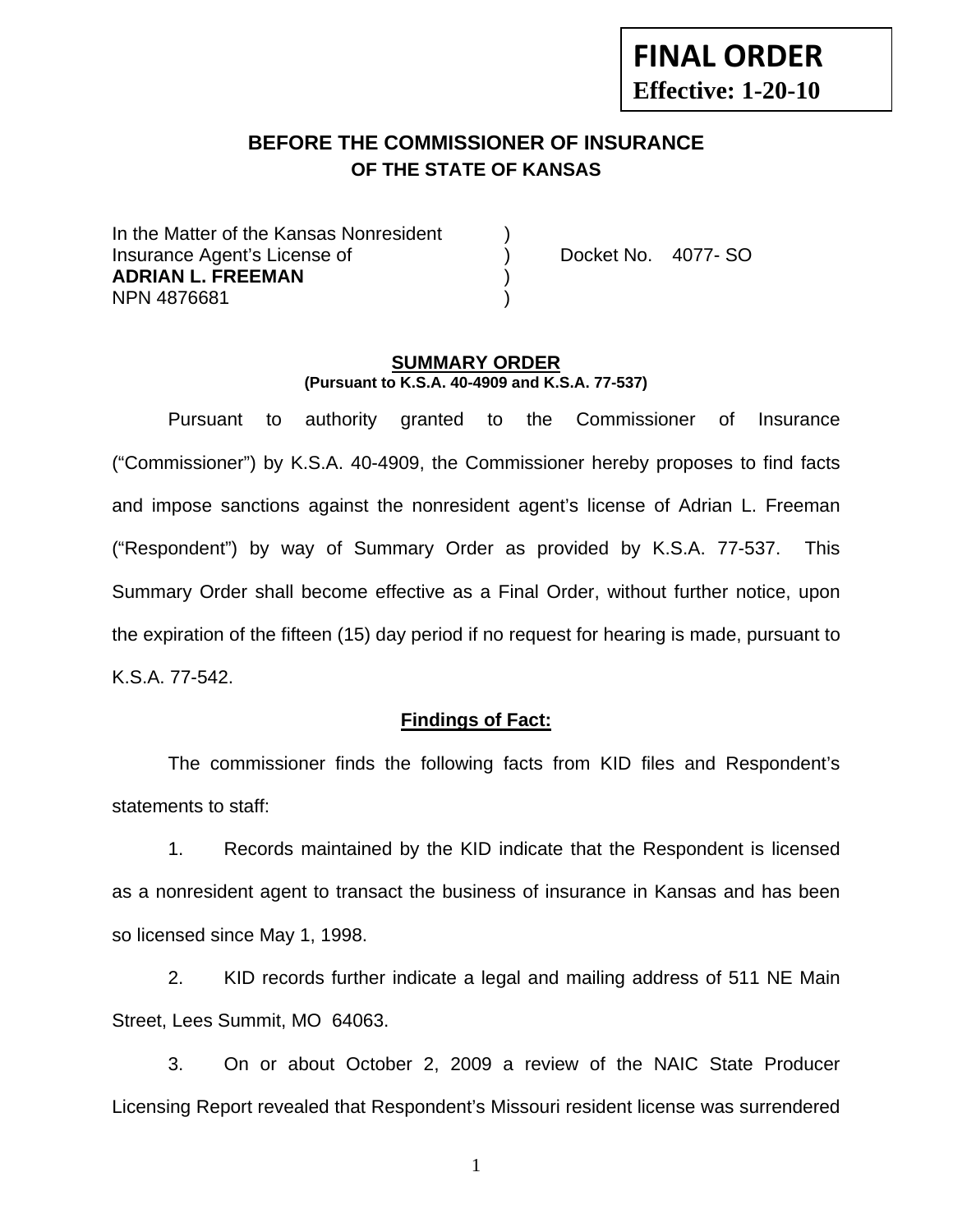**FINAL ORDER**
**Effective: 1-20-10**

## BEFORE THE COMMISSIONER OF INSURANCE
### OF THE STATE OF KANSAS

| | | |
|---|---|---|
| In the Matter of the Kansas Nonresident | ) | |
| Insurance Agent's License of | ) | Docket No. 4077- SO |
| **ADRIAN L. FREEMAN** | ) | |
| NPN 4876681 | ) | |

### SUMMARY ORDER
**(Pursuant to K.S.A. 40-4909 and K.S.A. 77-537)**

Pursuant to authority granted to the Commissioner of Insurance ("Commissioner") by K.S.A. 40-4909, the Commissioner hereby proposes to find facts and impose sanctions against the nonresident agent's license of Adrian L. Freeman ("Respondent") by way of Summary Order as provided by K.S.A. 77-537. This Summary Order shall become effective as a Final Order, without further notice, upon the expiration of the fifteen (15) day period if no request for hearing is made, pursuant to K.S.A. 77-542.

**Findings of Fact:**

The commissioner finds the following facts from KID files and Respondent's statements to staff:

1. Records maintained by the KID indicate that the Respondent is licensed as a nonresident agent to transact the business of insurance in Kansas and has been so licensed since May 1, 1998.

2. KID records further indicate a legal and mailing address of 511 NE Main Street, Lees Summit, MO 64063.

3. On or about October 2, 2009 a review of the NAIC State Producer Licensing Report revealed that Respondent's Missouri resident license was surrendered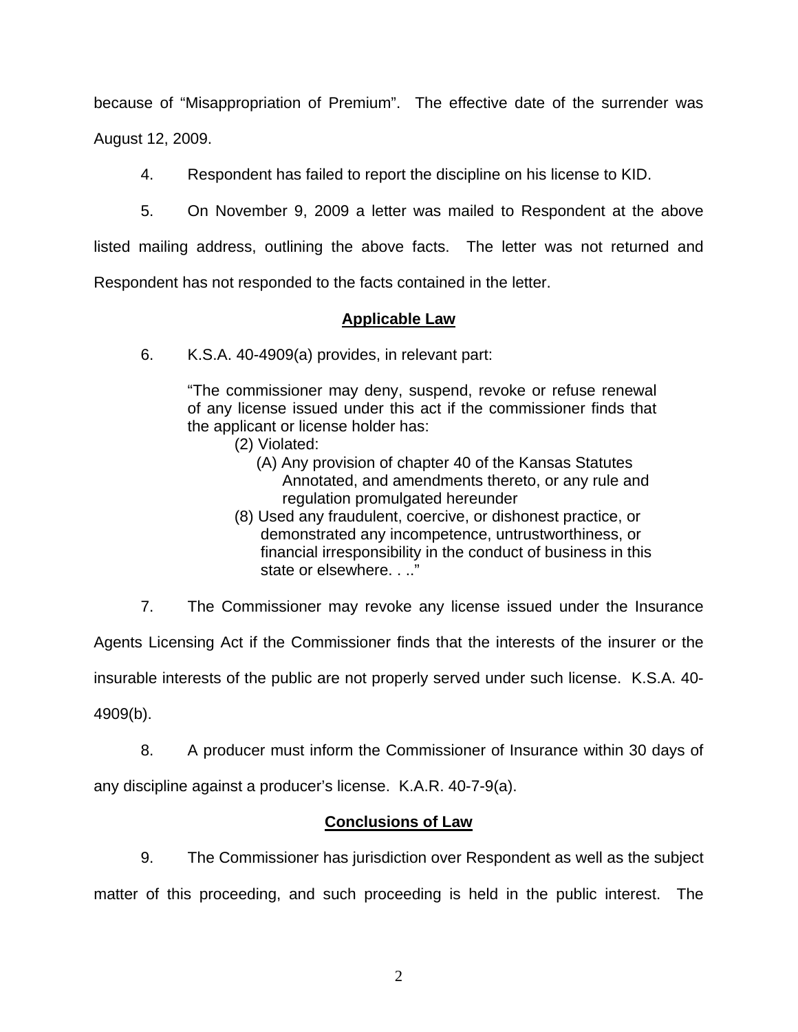because of "Misappropriation of Premium". The effective date of the surrender was August 12, 2009.

4. Respondent has failed to report the discipline on his license to KID.

5. On November 9, 2009 a letter was mailed to Respondent at the above listed mailing address, outlining the above facts. The letter was not returned and Respondent has not responded to the facts contained in the letter.

## Applicable Law

6. K.S.A. 40-4909(a) provides, in relevant part:

> "The commissioner may deny, suspend, revoke or refuse renewal of any license issued under this act if the commissioner finds that the applicant or license holder has:
>
> (2) Violated:
>
> (A) Any provision of chapter 40 of the Kansas Statutes Annotated, and amendments thereto, or any rule and regulation promulgated hereunder
>
> (8) Used any fraudulent, coercive, or dishonest practice, or demonstrated any incompetence, untrustworthiness, or financial irresponsibility in the conduct of business in this state or elsewhere. . .."

7. The Commissioner may revoke any license issued under the Insurance Agents Licensing Act if the Commissioner finds that the interests of the insurer or the insurable interests of the public are not properly served under such license. K.S.A. 40-4909(b).

8. A producer must inform the Commissioner of Insurance within 30 days of any discipline against a producer's license. K.A.R. 40-7-9(a).

## Conclusions of Law

9. The Commissioner has jurisdiction over Respondent as well as the subject matter of this proceeding, and such proceeding is held in the public interest. The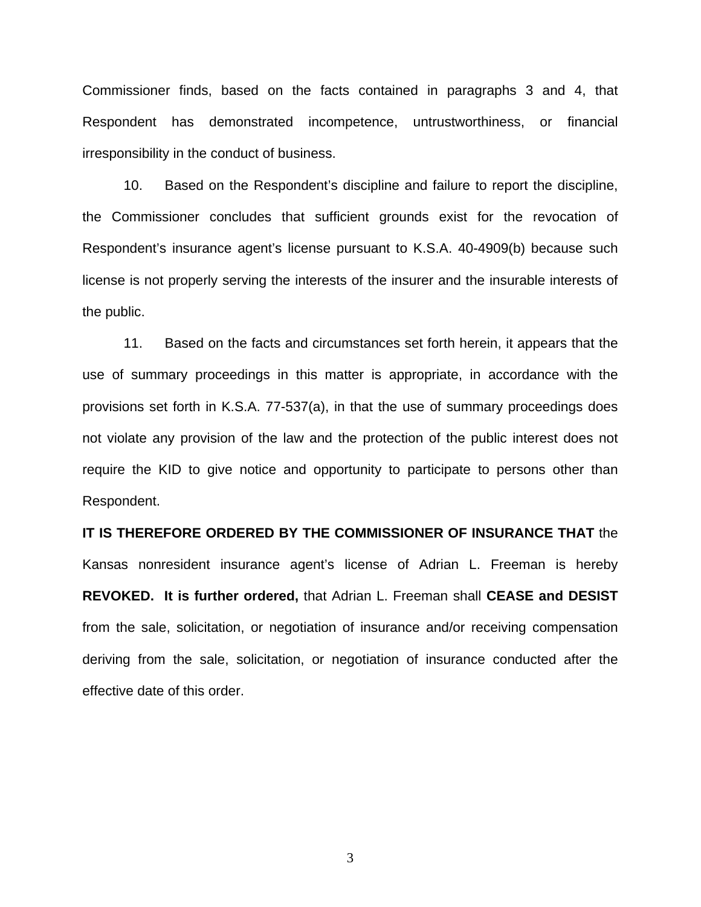Commissioner finds, based on the facts contained in paragraphs 3 and 4, that Respondent has demonstrated incompetence, untrustworthiness, or financial irresponsibility in the conduct of business.

10. Based on the Respondent's discipline and failure to report the discipline, the Commissioner concludes that sufficient grounds exist for the revocation of Respondent's insurance agent's license pursuant to K.S.A. 40-4909(b) because such license is not properly serving the interests of the insurer and the insurable interests of the public.

11. Based on the facts and circumstances set forth herein, it appears that the use of summary proceedings in this matter is appropriate, in accordance with the provisions set forth in K.S.A. 77-537(a), in that the use of summary proceedings does not violate any provision of the law and the protection of the public interest does not require the KID to give notice and opportunity to participate to persons other than Respondent.

**IT IS THEREFORE ORDERED BY THE COMMISSIONER OF INSURANCE THAT** the Kansas nonresident insurance agent's license of Adrian L. Freeman is hereby **REVOKED. It is further ordered,** that Adrian L. Freeman shall **CEASE and DESIST** from the sale, solicitation, or negotiation of insurance and/or receiving compensation deriving from the sale, solicitation, or negotiation of insurance conducted after the effective date of this order.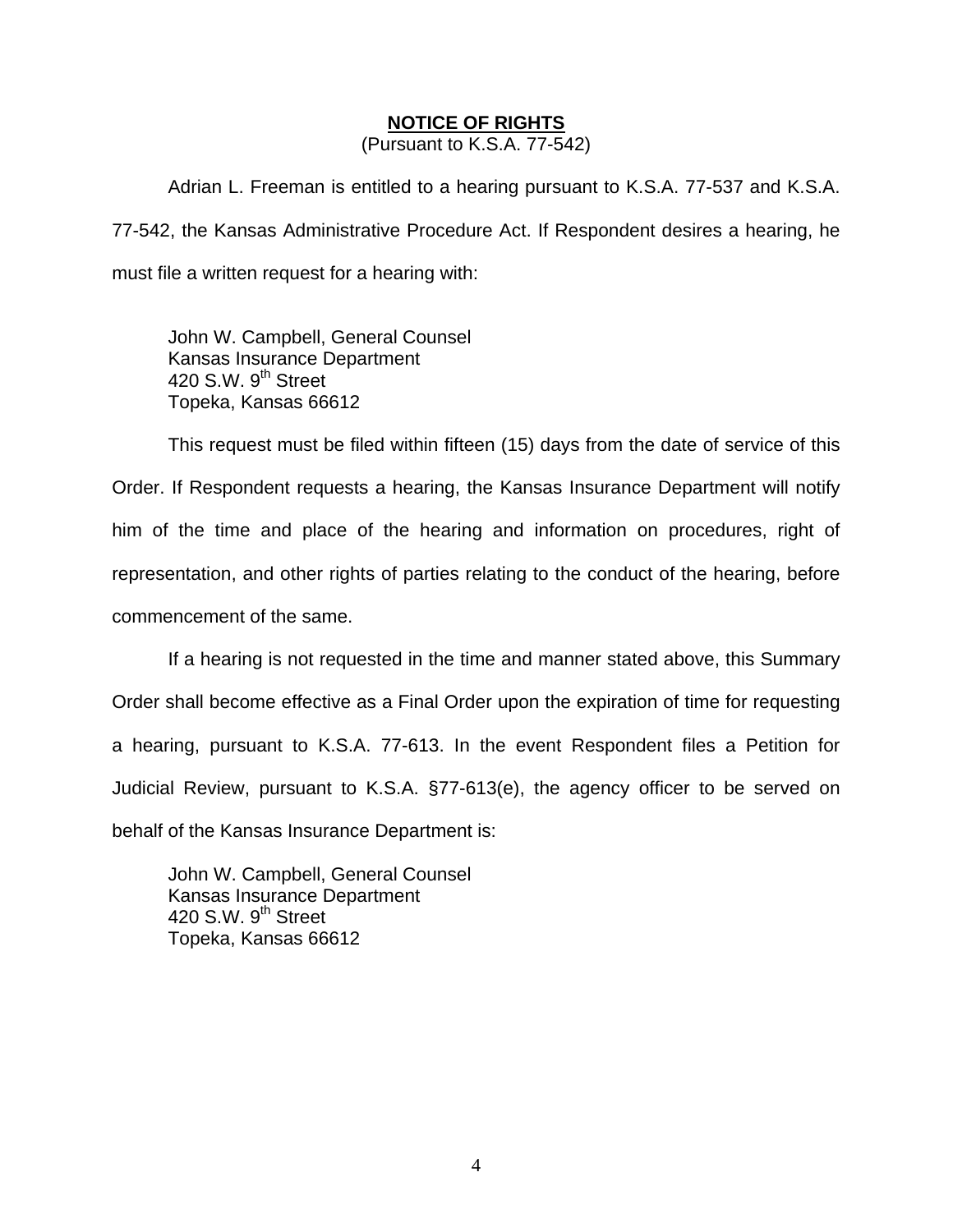## **NOTICE OF RIGHTS**

(Pursuant to K.S.A. 77-542)

Adrian L. Freeman is entitled to a hearing pursuant to K.S.A. 77-537 and K.S.A. 77-542, the Kansas Administrative Procedure Act. If Respondent desires a hearing, he must file a written request for a hearing with:

John W. Campbell, General Counsel
Kansas Insurance Department
420 S.W. 9th Street
Topeka, Kansas 66612

This request must be filed within fifteen (15) days from the date of service of this Order. If Respondent requests a hearing, the Kansas Insurance Department will notify him of the time and place of the hearing and information on procedures, right of representation, and other rights of parties relating to the conduct of the hearing, before commencement of the same.

If a hearing is not requested in the time and manner stated above, this Summary Order shall become effective as a Final Order upon the expiration of time for requesting a hearing, pursuant to K.S.A. 77-613. In the event Respondent files a Petition for Judicial Review, pursuant to K.S.A. §77-613(e), the agency officer to be served on behalf of the Kansas Insurance Department is:

John W. Campbell, General Counsel
Kansas Insurance Department
420 S.W. 9th Street
Topeka, Kansas 66612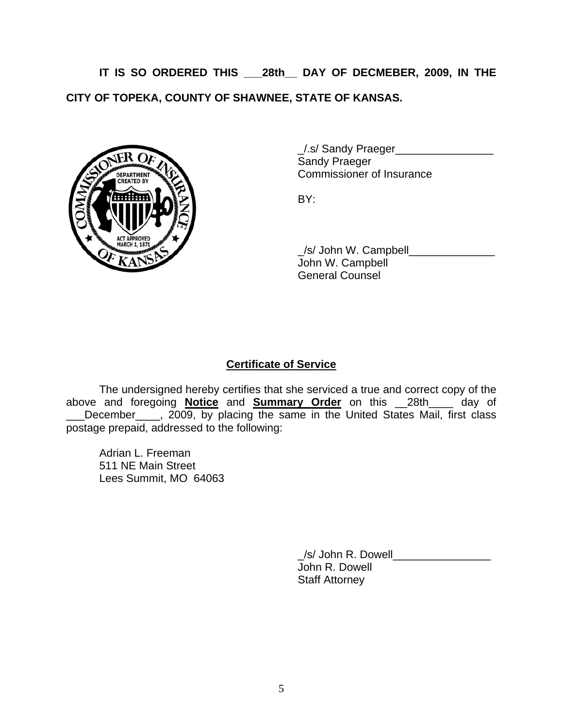**IT IS SO ORDERED THIS ___28th__ DAY OF DECMEBER, 2009, IN THE CITY OF TOPEKA, COUNTY OF SHAWNEE, STATE OF KANSAS.**

_/.s/ Sandy Praeger________________
Sandy Praeger
Commissioner of Insurance

BY:

_/s/ John W. Campbell______________
John W. Campbell
General Counsel

## Certificate of Service

The undersigned hereby certifies that she serviced a true and correct copy of the above and foregoing **Notice** and **Summary Order** on this __28th____ day of ___December____, 2009, by placing the same in the United States Mail, first class postage prepaid, addressed to the following:

Adrian L. Freeman
511 NE Main Street
Lees Summit, MO 64063

_/s/ John R. Dowell________________
John R. Dowell
Staff Attorney